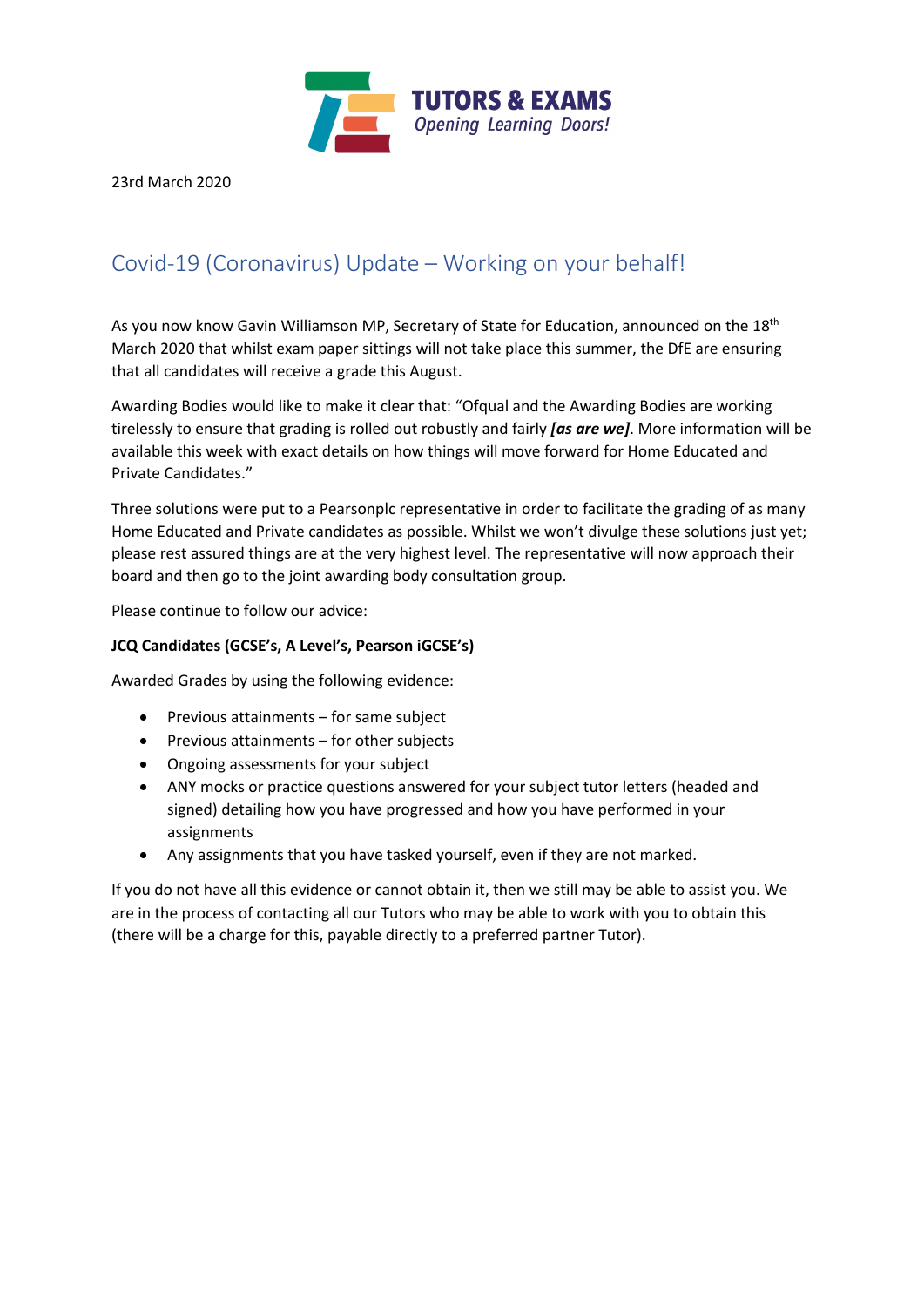TUTORS & EXAMS
*Opening Learning Doors!*

23rd March 2020

# Covid-19 (Coronavirus) Update – Working on your behalf!

As you now know Gavin Williamson MP, Secretary of State for Education, announced on the 18th March 2020 that whilst exam paper sittings will not take place this summer, the DfE are ensuring that all candidates will receive a grade this August.

Awarding Bodies would like to make it clear that: "Ofqual and the Awarding Bodies are working tirelessly to ensure that grading is rolled out robustly and fairly ***[as are we]***. More information will be available this week with exact details on how things will move forward for Home Educated and Private Candidates."

Three solutions were put to a Pearsonplc representative in order to facilitate the grading of as many Home Educated and Private candidates as possible. Whilst we won't divulge these solutions just yet; please rest assured things are at the very highest level. The representative will now approach their board and then go to the joint awarding body consultation group.

Please continue to follow our advice:

**JCQ Candidates (GCSE's, A Level's, Pearson iGCSE's)**

Awarded Grades by using the following evidence:

- Previous attainments – for same subject
- Previous attainments – for other subjects
- Ongoing assessments for your subject
- ANY mocks or practice questions answered for your subject tutor letters (headed and signed) detailing how you have progressed and how you have performed in your assignments
- Any assignments that you have tasked yourself, even if they are not marked.

If you do not have all this evidence or cannot obtain it, then we still may be able to assist you. We are in the process of contacting all our Tutors who may be able to work with you to obtain this (there will be a charge for this, payable directly to a preferred partner Tutor).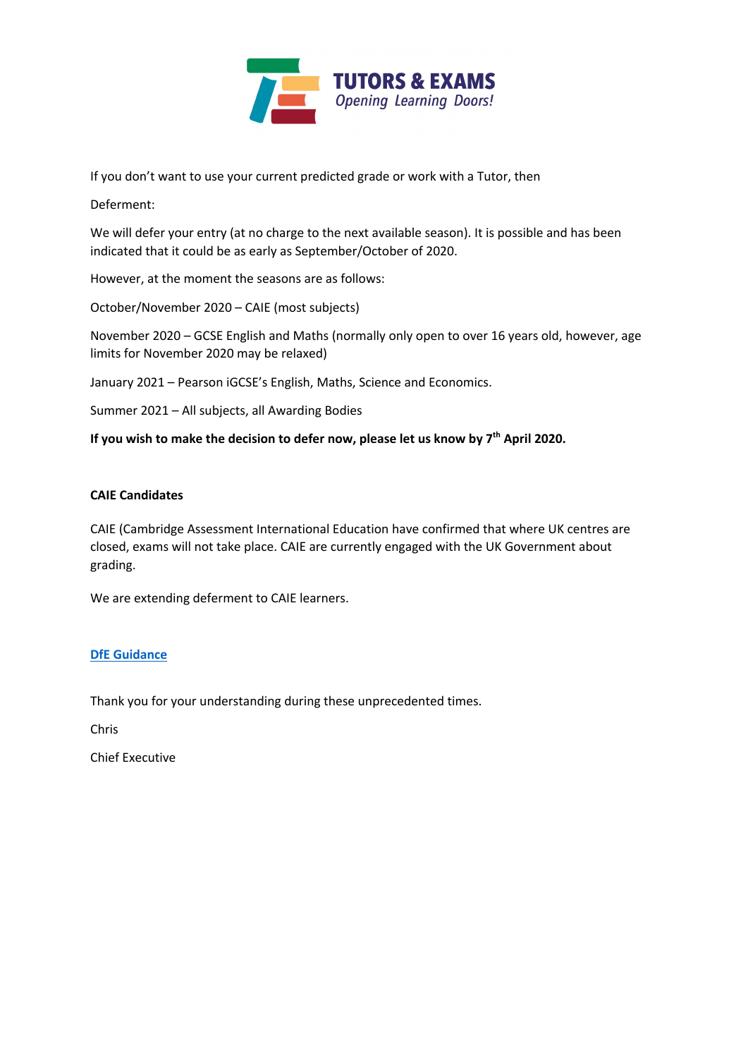If you don't want to use your current predicted grade or work with a Tutor, then

Deferment:

We will defer your entry (at no charge to the next available season). It is possible and has been indicated that it could be as early as September/October of 2020.

However, at the moment the seasons are as follows:

October/November 2020 – CAIE (most subjects)

November 2020 – GCSE English and Maths (normally only open to over 16 years old, however, age limits for November 2020 may be relaxed)

January 2021 – Pearson iGCSE's English, Maths, Science and Economics.

Summer 2021 – All subjects, all Awarding Bodies

**If you wish to make the decision to defer now, please let us know by 7th April 2020.**

**CAIE Candidates**

CAIE (Cambridge Assessment International Education have confirmed that where UK centres are closed, exams will not take place. CAIE are currently engaged with the UK Government about grading.

We are extending deferment to CAIE learners.

**DfE Guidance**

Thank you for your understanding during these unprecedented times.

Chris

Chief Executive